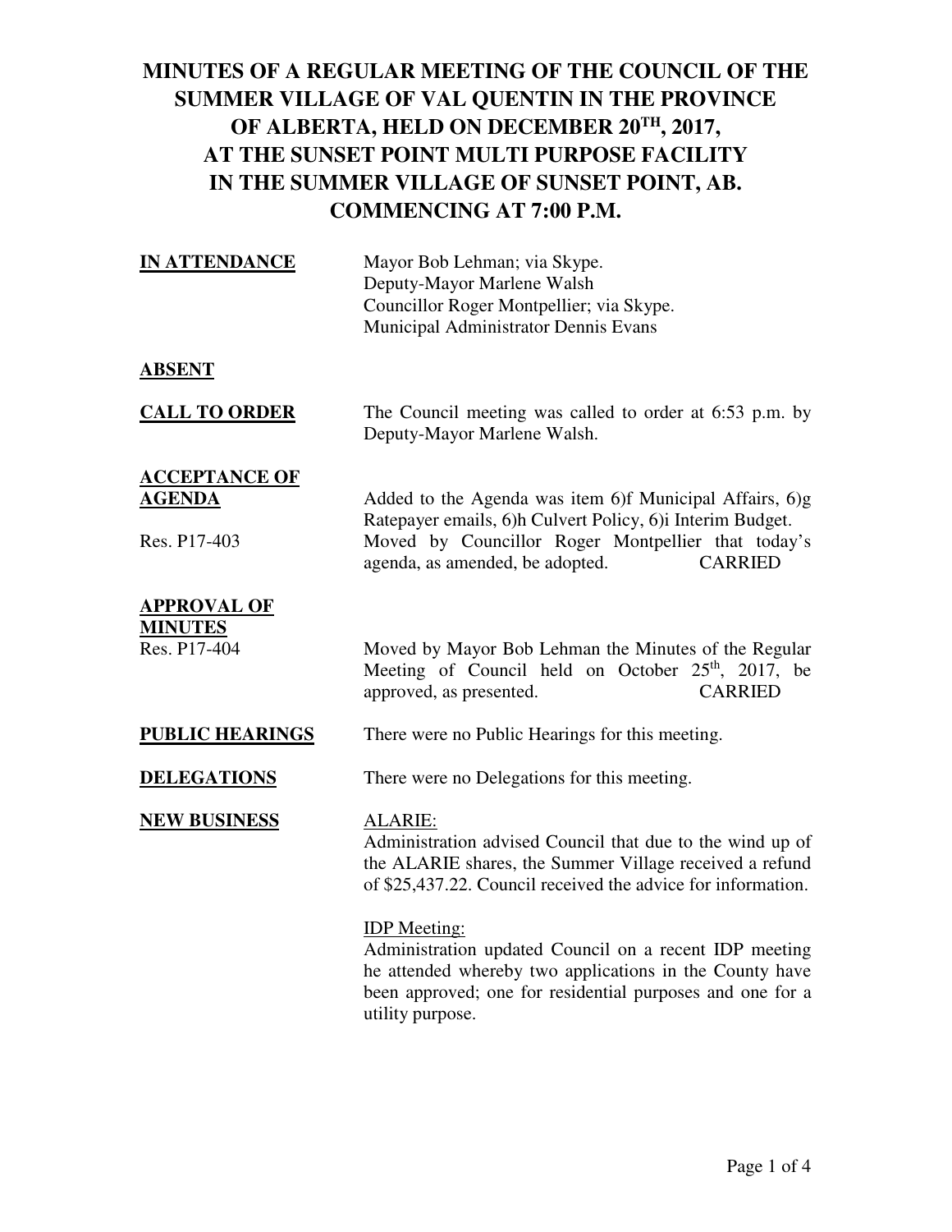# MINUTES OF A REGULAR MEETING OF THE COUNCIL OF THE SUMMER VILLAGE OF VAL QUENTIN IN THE PROVINCE OF ALBERTA, HELD ON DECEMBER 20TH, 2017, AT THE SUNSET POINT MULTI PURPOSE FACILITY IN THE SUMMER VILLAGE OF SUNSET POINT, AB. COMMENCING AT 7:00 P.M.

**IN ATTENDANCE**

Mayor Bob Lehman; via Skype.
Deputy-Mayor Marlene Walsh
Councillor Roger Montpellier; via Skype.
Municipal Administrator Dennis Evans

**ABSENT**

**CALL TO ORDER**

The Council meeting was called to order at 6:53 p.m. by Deputy-Mayor Marlene Walsh.

**ACCEPTANCE OF AGENDA**

Added to the Agenda was item 6)f Municipal Affairs, 6)g Ratepayer emails, 6)h Culvert Policy, 6)i Interim Budget.

Res. P17-403

Moved by Councillor Roger Montpellier that today's agenda, as amended, be adopted. CARRIED

**APPROVAL OF MINUTES**

Res. P17-404

Moved by Mayor Bob Lehman the Minutes of the Regular Meeting of Council held on October 25th, 2017, be approved, as presented. CARRIED

**PUBLIC HEARINGS**

There were no Public Hearings for this meeting.

**DELEGATIONS**

There were no Delegations for this meeting.

**NEW BUSINESS**

ALARIE:

Administration advised Council that due to the wind up of the ALARIE shares, the Summer Village received a refund of $25,437.22. Council received the advice for information.

IDP Meeting:

Administration updated Council on a recent IDP meeting he attended whereby two applications in the County have been approved; one for residential purposes and one for a utility purpose.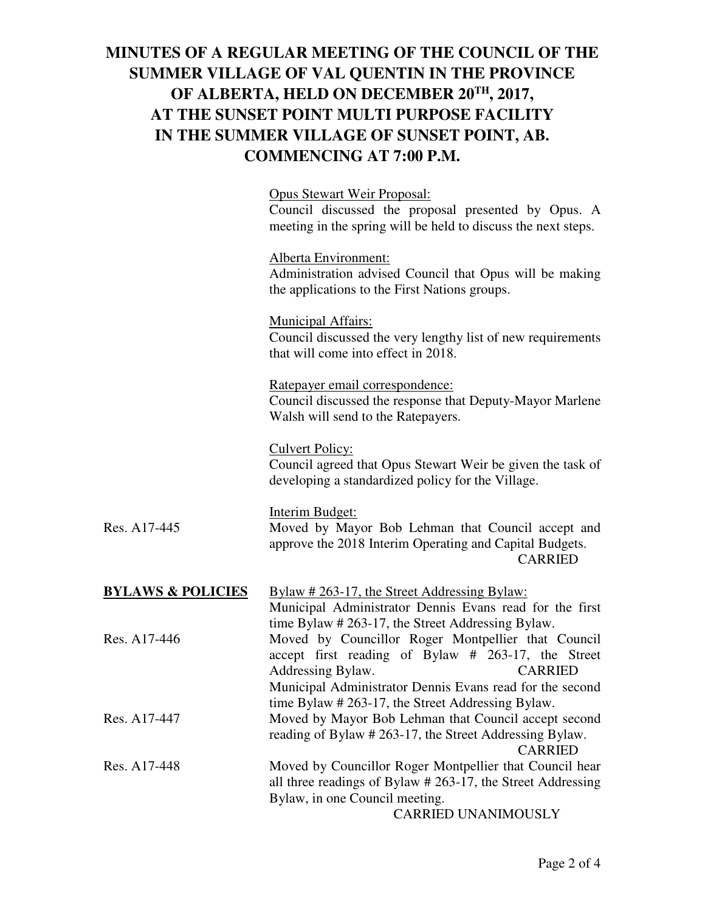# MINUTES OF A REGULAR MEETING OF THE COUNCIL OF THE SUMMER VILLAGE OF VAL QUENTIN IN THE PROVINCE OF ALBERTA, HELD ON DECEMBER 20TH, 2017, AT THE SUNSET POINT MULTI PURPOSE FACILITY IN THE SUMMER VILLAGE OF SUNSET POINT, AB. COMMENCING AT 7:00 P.M.

Opus Stewart Weir Proposal:
Council discussed the proposal presented by Opus. A meeting in the spring will be held to discuss the next steps.

Alberta Environment:
Administration advised Council that Opus will be making the applications to the First Nations groups.

Municipal Affairs:
Council discussed the very lengthy list of new requirements that will come into effect in 2018.

Ratepayer email correspondence:
Council discussed the response that Deputy-Mayor Marlene Walsh will send to the Ratepayers.

Culvert Policy:
Council agreed that Opus Stewart Weir be given the task of developing a standardized policy for the Village.

Interim Budget:

Res. A17-445 — Moved by Mayor Bob Lehman that Council accept and approve the 2018 Interim Operating and Capital Budgets.
CARRIED

**BYLAWS & POLICIES**

Bylaw # 263-17, the Street Addressing Bylaw:
Municipal Administrator Dennis Evans read for the first time Bylaw # 263-17, the Street Addressing Bylaw.

Res. A17-446 — Moved by Councillor Roger Montpellier that Council accept first reading of Bylaw # 263-17, the Street Addressing Bylaw.
CARRIED

Municipal Administrator Dennis Evans read for the second time Bylaw # 263-17, the Street Addressing Bylaw.

Res. A17-447 — Moved by Mayor Bob Lehman that Council accept second reading of Bylaw # 263-17, the Street Addressing Bylaw.
CARRIED

Res. A17-448 — Moved by Councillor Roger Montpellier that Council hear all three readings of Bylaw # 263-17, the Street Addressing Bylaw, in one Council meeting.
CARRIED UNANIMOUSLY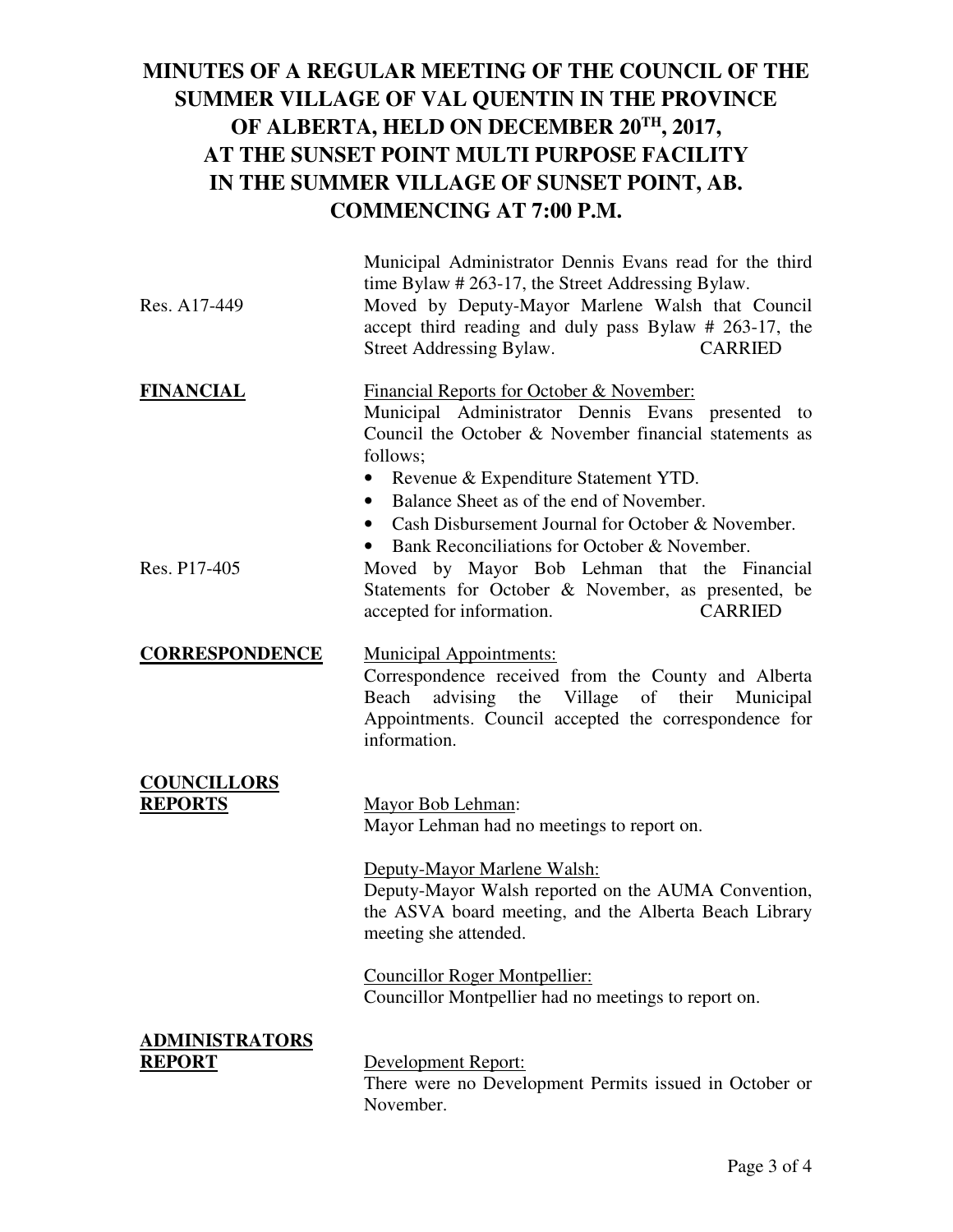# MINUTES OF A REGULAR MEETING OF THE COUNCIL OF THE SUMMER VILLAGE OF VAL QUENTIN IN THE PROVINCE OF ALBERTA, HELD ON DECEMBER 20TH, 2017, AT THE SUNSET POINT MULTI PURPOSE FACILITY IN THE SUMMER VILLAGE OF SUNSET POINT, AB. COMMENCING AT 7:00 P.M.

Municipal Administrator Dennis Evans read for the third time Bylaw # 263-17, the Street Addressing Bylaw.

Res. A17-449 — Moved by Deputy-Mayor Marlene Walsh that Council accept third reading and duly pass Bylaw # 263-17, the Street Addressing Bylaw. CARRIED

**FINANCIAL**

Financial Reports for October & November:
Municipal Administrator Dennis Evans presented to Council the October & November financial statements as follows;

- Revenue & Expenditure Statement YTD.
- Balance Sheet as of the end of November.
- Cash Disbursement Journal for October & November.
- Bank Reconciliations for October & November.

Res. P17-405 — Moved by Mayor Bob Lehman that the Financial Statements for October & November, as presented, be accepted for information. CARRIED

**CORRESPONDENCE**

Municipal Appointments:
Correspondence received from the County and Alberta Beach advising the Village of their Municipal Appointments. Council accepted the correspondence for information.

**COUNCILLORS REPORTS**

Mayor Bob Lehman:
Mayor Lehman had no meetings to report on.

Deputy-Mayor Marlene Walsh:
Deputy-Mayor Walsh reported on the AUMA Convention, the ASVA board meeting, and the Alberta Beach Library meeting she attended.

Councillor Roger Montpellier:
Councillor Montpellier had no meetings to report on.

**ADMINISTRATORS REPORT**

Development Report:
There were no Development Permits issued in October or November.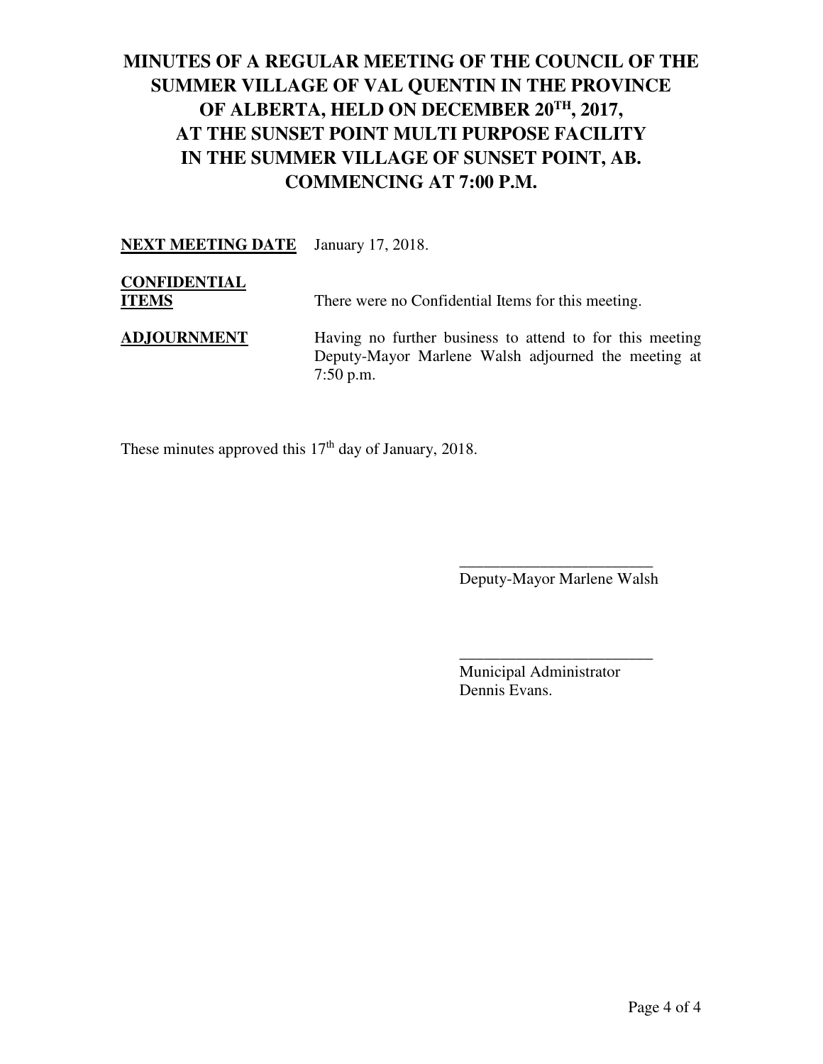**MINUTES OF A REGULAR MEETING OF THE COUNCIL OF THE SUMMER VILLAGE OF VAL QUENTIN IN THE PROVINCE OF ALBERTA, HELD ON DECEMBER 20TH, 2017, AT THE SUNSET POINT MULTI PURPOSE FACILITY IN THE SUMMER VILLAGE OF SUNSET POINT, AB. COMMENCING AT 7:00 P.M.**

**NEXT MEETING DATE** January 17, 2018.

**CONFIDENTIAL ITEMS** There were no Confidential Items for this meeting.

**ADJOURNMENT** Having no further business to attend to for this meeting Deputy-Mayor Marlene Walsh adjourned the meeting at 7:50 p.m.

These minutes approved this 17th day of January, 2018.

________________________
Deputy-Mayor Marlene Walsh

________________________
Municipal Administrator
Dennis Evans.